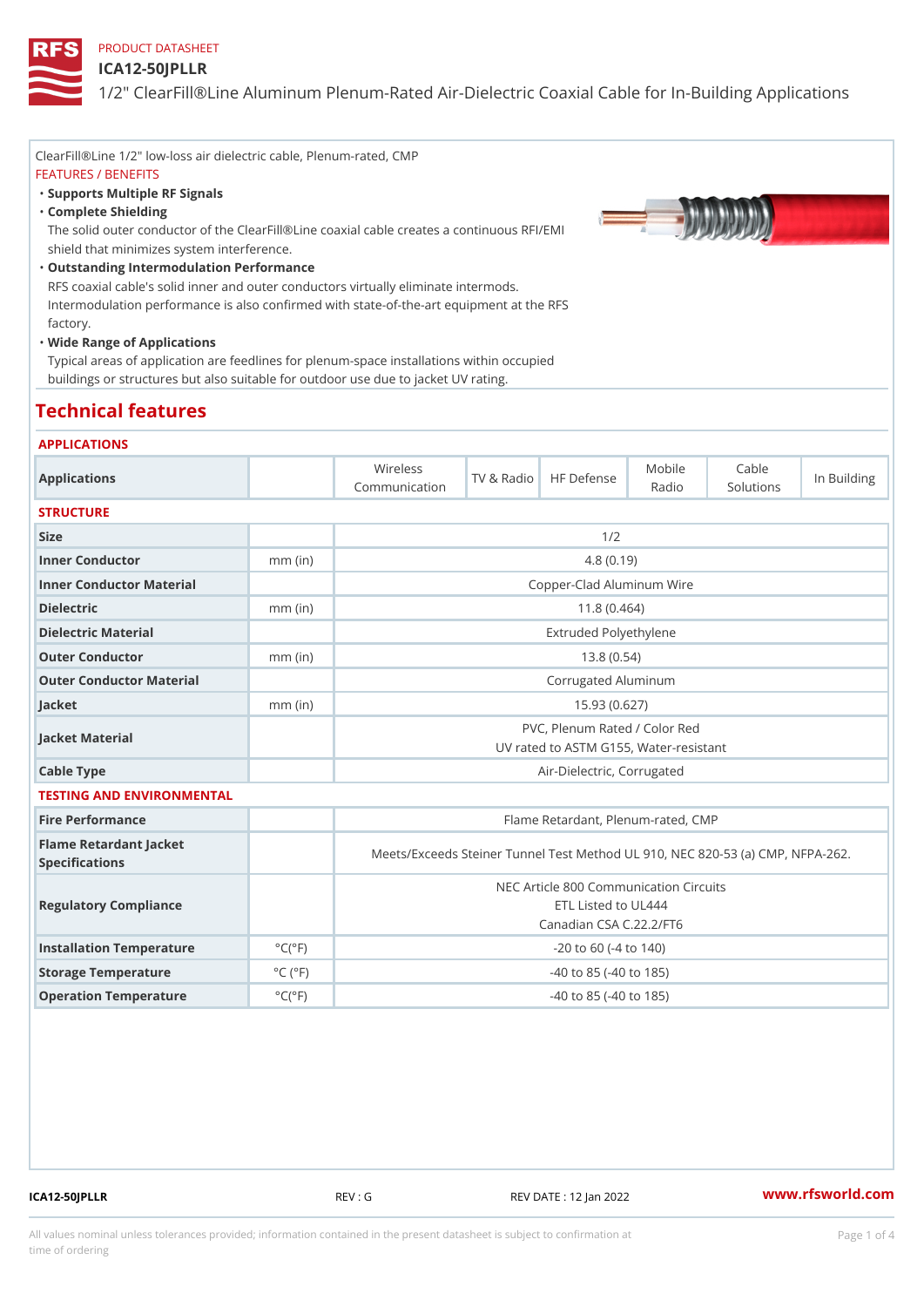PRODUCT DATASHEET

# ICA12-50JPLLR

## 1/2" ClearFill®Line Aluminum Plenum-Rated Air-Dielectric Coaxial Cable for In-Building Applications

ClearFill®Line 1/2" low-loss air dielectric cable, Plenum-rated, CMP

FEATURES / BENEFITS

- **Supports Multiple RF Signals**
- **Complete Shielding**
  The solid outer conductor of the ClearFill®Line coaxial cable creates a continuous RFI/EMI shield that minimizes system interference.
- **Outstanding Intermodulation Performance**
  RFS coaxial cable's solid inner and outer conductors virtually eliminate intermods. Intermodulation performance is also confirmed with state-of-the-art equipment at the RFS factory.
- **Wide Range of Applications**
  Typical areas of application are feedlines for plenum-space installations within occupied buildings or structures but also suitable for outdoor use due to jacket UV rating.

## Technical features

### APPLICATIONS

| Applications | | Wireless Communication | TV & Radio | HF Defense | Mobile Radio | Cable Solutions | In Building |
|---|---|---|---|---|---|---|---|

### STRUCTURE

| | | |
|---|---|---|
| Size | | 1/2 |
| Inner Conductor | mm (in) | 4.8 (0.19) |
| Inner Conductor Material | | Copper-Clad Aluminum Wire |
| Dielectric | mm (in) | 11.8 (0.464) |
| Dielectric Material | | Extruded Polyethylene |
| Outer Conductor | mm (in) | 13.8 (0.54) |
| Outer Conductor Material | | Corrugated Aluminum |
| Jacket | mm (in) | 15.93 (0.627) |
| Jacket Material | | PVC, Plenum Rated / Color Red<br>UV rated to ASTM G155, Water-resistant |
| Cable Type | | Air-Dielectric, Corrugated |

### TESTING AND ENVIRONMENTAL

| | | |
|---|---|---|
| Fire Performance | | Flame Retardant, Plenum-rated, CMP |
| Flame Retardant Jacket Specifications | | Meets/Exceeds Steiner Tunnel Test Method UL 910, NEC 820-53 (a) CMP, NFPA-262. |
| Regulatory Compliance | | NEC Article 800 Communication Circuits<br>ETL Listed to UL444<br>Canadian CSA C.22.2/FT6 |
| Installation Temperature | °C(°F) | -20 to 60 (-4 to 140) |
| Storage Temperature | °C (°F) | -40 to 85 (-40 to 185) |
| Operation Temperature | °C(°F) | -40 to 85 (-40 to 185) |

ICA12-50JPLLR REV : G REV DATE : 12 Jan 2022 www.rfsworld.com

All values nominal unless tolerances provided; information contained in the present datasheet is subject to confirmation at time of ordering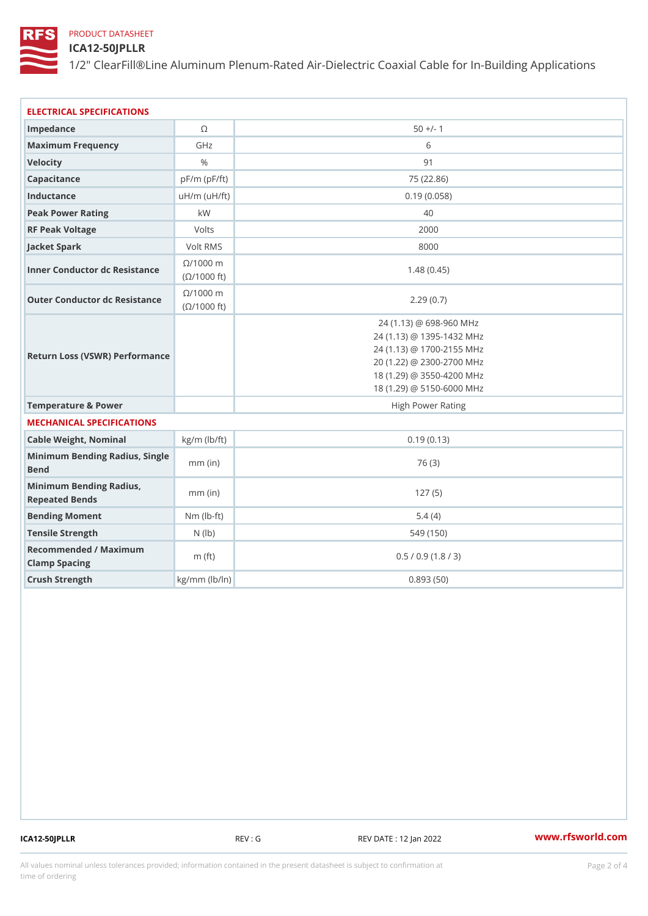PRODUCT DATASHEET

# ICA12-50JPLLR

1/2" ClearFill®Line Aluminum Plenum-Rated Air-Dielectric Coaxial Cable for In-Building Applications

## ELECTRICAL SPECIFICATIONS

| Parameter | Unit | Value |
|---|---|---|
| Impedance | Ω | 50 +/- 1 |
| Maximum Frequency | GHz | 6 |
| Velocity | % | 91 |
| Capacitance | pF/m (pF/ft) | 75 (22.86) |
| Inductance | uH/m (uH/ft) | 0.19 (0.058) |
| Peak Power Rating | kW | 40 |
| RF Peak Voltage | Volts | 2000 |
| Jacket Spark | Volt RMS | 8000 |
| Inner Conductor dc Resistance | Ω/1000 m (Ω/1000 ft) | 1.48 (0.45) |
| Outer Conductor dc Resistance | Ω/1000 m (Ω/1000 ft) | 2.29 (0.7) |
| Return Loss (VSWR) Performance | | 24 (1.13) @ 698-960 MHz<br>24 (1.13) @ 1395-1432 MHz<br>24 (1.13) @ 1700-2155 MHz<br>20 (1.22) @ 2300-2700 MHz<br>18 (1.29) @ 3550-4200 MHz<br>18 (1.29) @ 5150-6000 MHz |
| Temperature & Power | | High Power Rating |

## MECHANICAL SPECIFICATIONS

| Parameter | Unit | Value |
|---|---|---|
| Cable Weight, Nominal | kg/m (lb/ft) | 0.19 (0.13) |
| Minimum Bending Radius, Single Bend | mm (in) | 76 (3) |
| Minimum Bending Radius, Repeated Bends | mm (in) | 127 (5) |
| Bending Moment | Nm (lb-ft) | 5.4 (4) |
| Tensile Strength | N (lb) | 549 (150) |
| Recommended / Maximum Clamp Spacing | m (ft) | 0.5 / 0.9 (1.8 / 3) |
| Crush Strength | kg/mm (lb/In) | 0.893 (50) |

ICA12-50JPLLR REV : G REV DATE : 12 Jan 2022 www.rfsworld.com

All values nominal unless tolerances provided; information contained in the present datasheet is subject to confirmation at time of ordering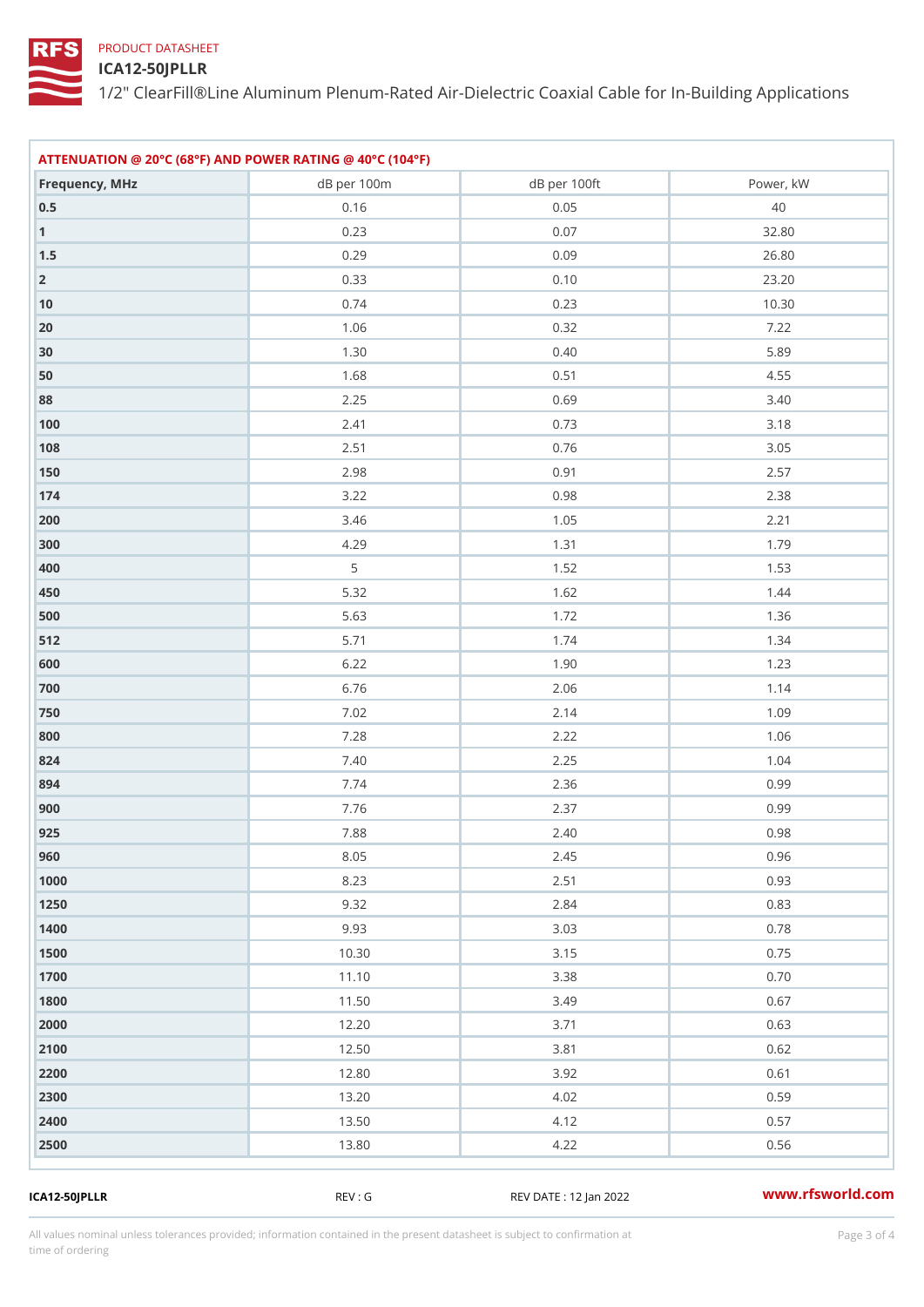PRODUCT DATASHEET

# ICA12-50JPLLR

1/2" ClearFill®Line Aluminum Plenum-Rated Air-Dielectric Coaxial Cable for In-Building Applications

## ATTENUATION @ 20°C (68°F) AND POWER RATING @ 40°C (104°F)

| Frequency, MHz | dB per 100m | dB per 100ft | Power, kW |
|---|---|---|---|
| 0.5 | 0.16 | 0.05 | 40 |
| 1 | 0.23 | 0.07 | 32.80 |
| 1.5 | 0.29 | 0.09 | 26.80 |
| 2 | 0.33 | 0.10 | 23.20 |
| 10 | 0.74 | 0.23 | 10.30 |
| 20 | 1.06 | 0.32 | 7.22 |
| 30 | 1.30 | 0.40 | 5.89 |
| 50 | 1.68 | 0.51 | 4.55 |
| 88 | 2.25 | 0.69 | 3.40 |
| 100 | 2.41 | 0.73 | 3.18 |
| 108 | 2.51 | 0.76 | 3.05 |
| 150 | 2.98 | 0.91 | 2.57 |
| 174 | 3.22 | 0.98 | 2.38 |
| 200 | 3.46 | 1.05 | 2.21 |
| 300 | 4.29 | 1.31 | 1.79 |
| 400 | 5 | 1.52 | 1.53 |
| 450 | 5.32 | 1.62 | 1.44 |
| 500 | 5.63 | 1.72 | 1.36 |
| 512 | 5.71 | 1.74 | 1.34 |
| 600 | 6.22 | 1.90 | 1.23 |
| 700 | 6.76 | 2.06 | 1.14 |
| 750 | 7.02 | 2.14 | 1.09 |
| 800 | 7.28 | 2.22 | 1.06 |
| 824 | 7.40 | 2.25 | 1.04 |
| 894 | 7.74 | 2.36 | 0.99 |
| 900 | 7.76 | 2.37 | 0.99 |
| 925 | 7.88 | 2.40 | 0.98 |
| 960 | 8.05 | 2.45 | 0.96 |
| 1000 | 8.23 | 2.51 | 0.93 |
| 1250 | 9.32 | 2.84 | 0.83 |
| 1400 | 9.93 | 3.03 | 0.78 |
| 1500 | 10.30 | 3.15 | 0.75 |
| 1700 | 11.10 | 3.38 | 0.70 |
| 1800 | 11.50 | 3.49 | 0.67 |
| 2000 | 12.20 | 3.71 | 0.63 |
| 2100 | 12.50 | 3.81 | 0.62 |
| 2200 | 12.80 | 3.92 | 0.61 |
| 2300 | 13.20 | 4.02 | 0.59 |
| 2400 | 13.50 | 4.12 | 0.57 |
| 2500 | 13.80 | 4.22 | 0.56 |

ICA12-50JPLLR REV : G REV DATE : 12 Jan 2022 www.rfsworld.com

All values nominal unless tolerances provided; information contained in the present datasheet is subject to confirmation at time of ordering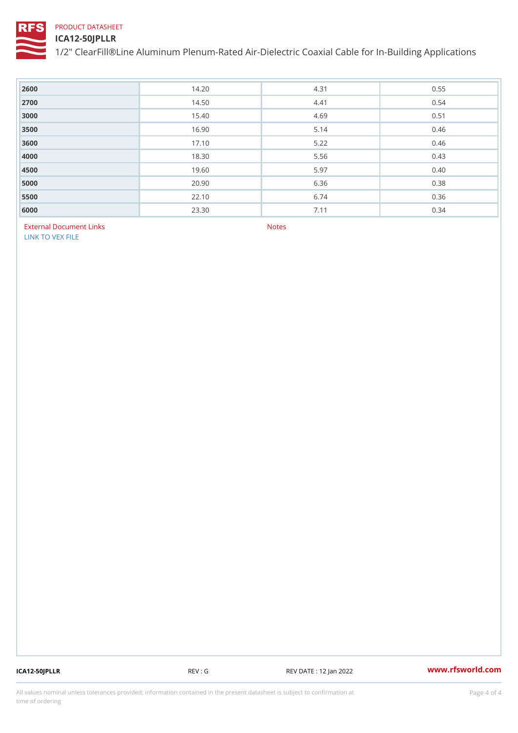| | | | |
|---|---|---|---|
| **2600** | 14.20 | 4.31 | 0.55 |
| **2700** | 14.50 | 4.41 | 0.54 |
| **3000** | 15.40 | 4.69 | 0.51 |
| **3500** | 16.90 | 5.14 | 0.46 |
| **3600** | 17.10 | 5.22 | 0.46 |
| **4000** | 18.30 | 5.56 | 0.43 |
| **4500** | 19.60 | 5.97 | 0.40 |
| **5000** | 20.90 | 6.36 | 0.38 |
| **5500** | 22.10 | 6.74 | 0.36 |
| **6000** | 23.30 | 7.11 | 0.34 |

External Document Links

LINK TO VEX FILE

Notes